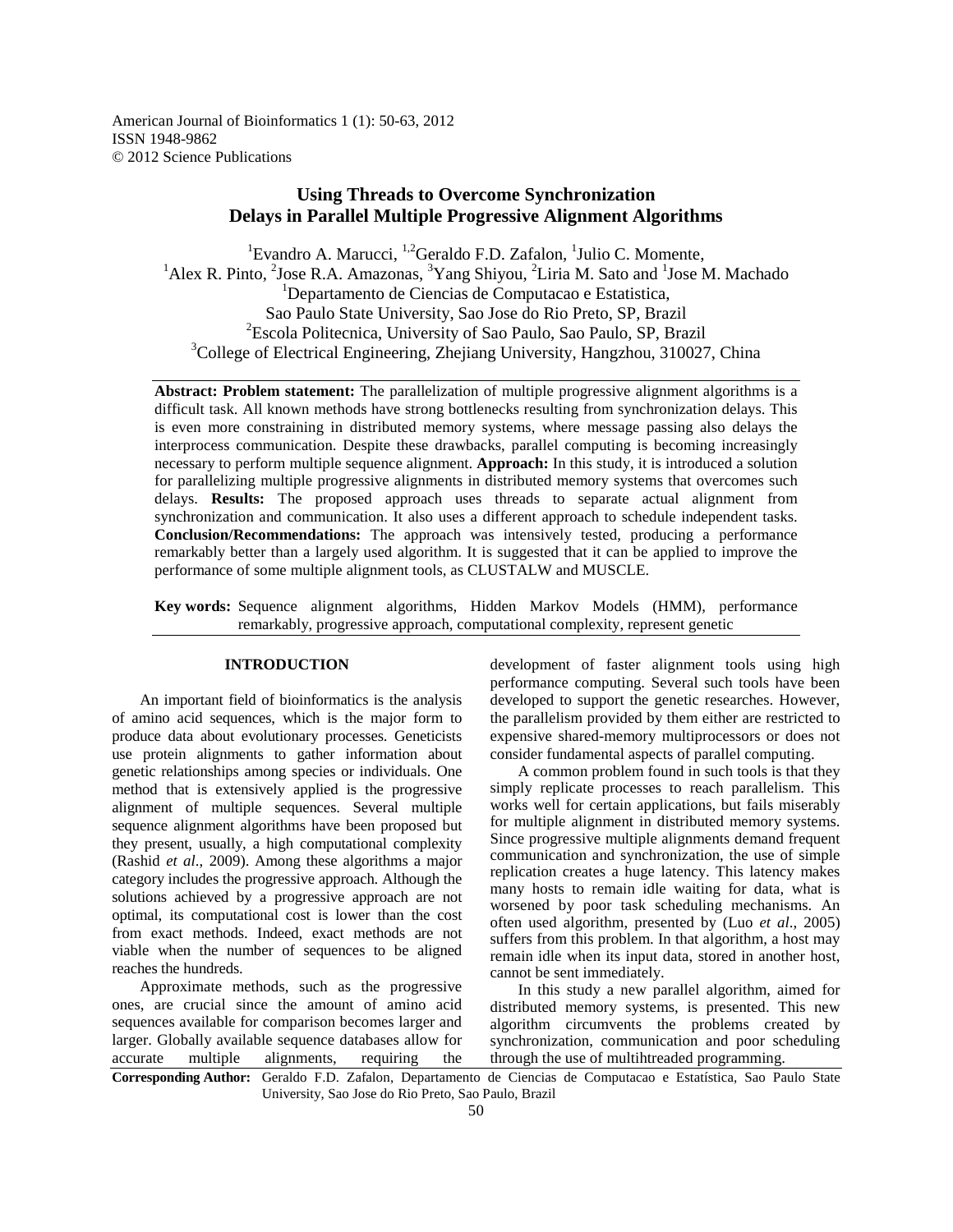American Journal of Bioinformatics 1 (1): 50-63, 2012
ISSN 1948-9862
© 2012 Science Publications

# Using Threads to Overcome Synchronization Delays in Parallel Multiple Progressive Alignment Algorithms

[1]Evandro A. Marucci, [1,2]Geraldo F.D. Zafalon, [1]Julio C. Momente, [1]Alex R. Pinto, [2]Jose R.A. Amazonas, [3]Yang Shiyou, [2]Liria M. Sato and [1]Jose M. Machado

[1]Departamento de Ciencias de Computacao e Estatistica, Sao Paulo State University, Sao Jose do Rio Preto, SP, Brazil

[2]Escola Politecnica, University of Sao Paulo, Sao Paulo, SP, Brazil

[3]College of Electrical Engineering, Zhejiang University, Hangzhou, 310027, China

**Abstract: Problem statement:** The parallelization of multiple progressive alignment algorithms is a difficult task. All known methods have strong bottlenecks resulting from synchronization delays. This is even more constraining in distributed memory systems, where message passing also delays the interprocess communication. Despite these drawbacks, parallel computing is becoming increasingly necessary to perform multiple sequence alignment. **Approach:** In this study, it is introduced a solution for parallelizing multiple progressive alignments in distributed memory systems that overcomes such delays. **Results:** The proposed approach uses threads to separate actual alignment from synchronization and communication. It also uses a different approach to schedule independent tasks. **Conclusion/Recommendations:** The approach was intensively tested, producing a performance remarkably better than a largely used algorithm. It is suggested that it can be applied to improve the performance of some multiple alignment tools, as CLUSTALW and MUSCLE.

**Key words:** Sequence alignment algorithms, Hidden Markov Models (HMM), performance remarkably, progressive approach, computational complexity, represent genetic

## INTRODUCTION

An important field of bioinformatics is the analysis of amino acid sequences, which is the major form to produce data about evolutionary processes. Geneticists use protein alignments to gather information about genetic relationships among species or individuals. One method that is extensively applied is the progressive alignment of multiple sequences. Several multiple sequence alignment algorithms have been proposed but they present, usually, a high computational complexity (Rashid *et al*., 2009). Among these algorithms a major category includes the progressive approach. Although the solutions achieved by a progressive approach are not optimal, its computational cost is lower than the cost from exact methods. Indeed, exact methods are not viable when the number of sequences to be aligned reaches the hundreds.

Approximate methods, such as the progressive ones, are crucial since the amount of amino acid sequences available for comparison becomes larger and larger. Globally available sequence databases allow for accurate multiple alignments, requiring the development of faster alignment tools using high performance computing. Several such tools have been developed to support the genetic researches. However, the parallelism provided by them either are restricted to expensive shared-memory multiprocessors or does not consider fundamental aspects of parallel computing.

A common problem found in such tools is that they simply replicate processes to reach parallelism. This works well for certain applications, but fails miserably for multiple alignment in distributed memory systems. Since progressive multiple alignments demand frequent communication and synchronization, the use of simple replication creates a huge latency. This latency makes many hosts to remain idle waiting for data, what is worsened by poor task scheduling mechanisms. An often used algorithm, presented by (Luo *et al*., 2005) suffers from this problem. In that algorithm, a host may remain idle when its input data, stored in another host, cannot be sent immediately.

In this study a new parallel algorithm, aimed for distributed memory systems, is presented. This new algorithm circumvents the problems created by synchronization, communication and poor scheduling through the use of multihtreaded programming.

**Corresponding Author:** Geraldo F.D. Zafalon, Departamento de Ciencias de Computacao e Estatística, Sao Paulo State University, Sao Jose do Rio Preto, Sao Paulo, Brazil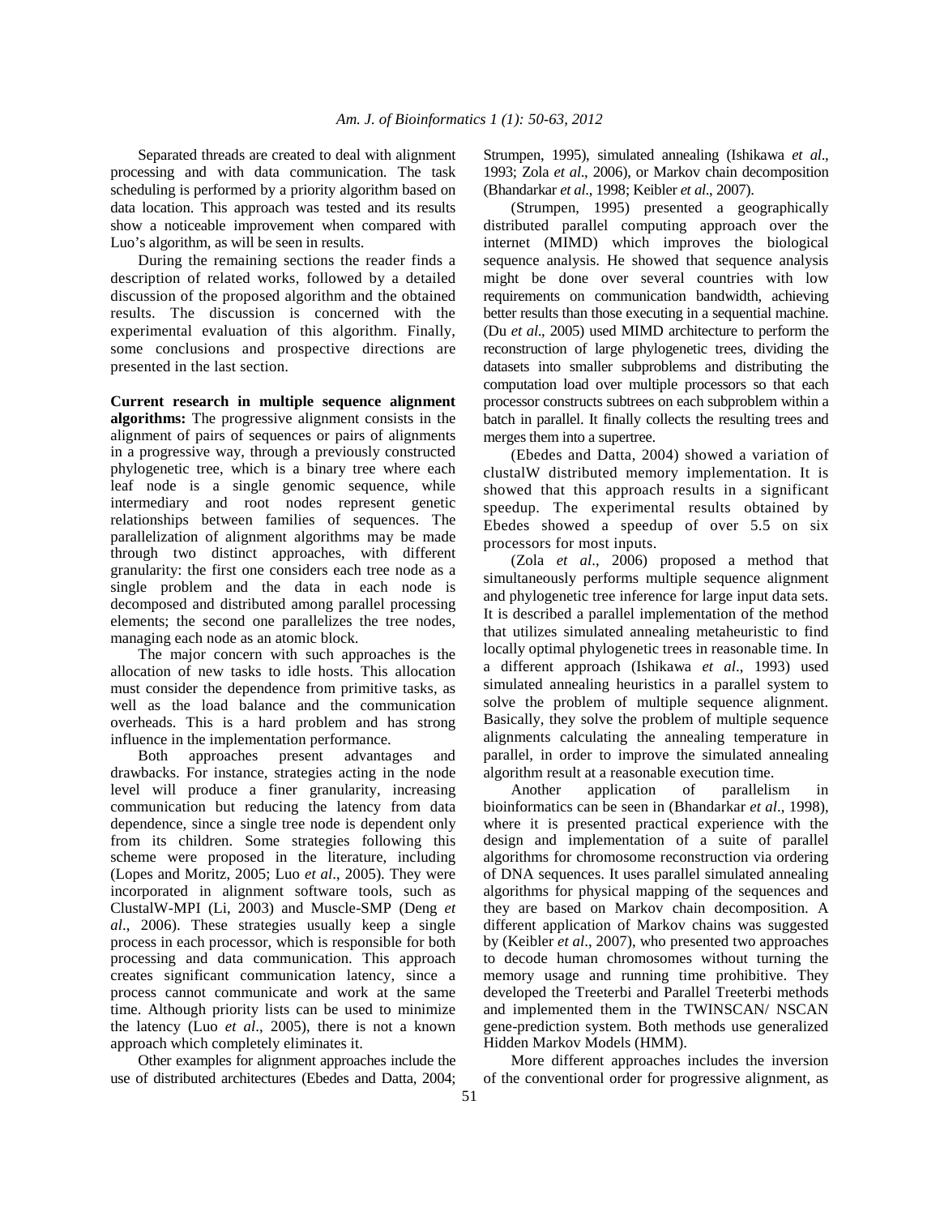Separated threads are created to deal with alignment processing and with data communication. The task scheduling is performed by a priority algorithm based on data location. This approach was tested and its results show a noticeable improvement when compared with Luo's algorithm, as will be seen in results.

During the remaining sections the reader finds a description of related works, followed by a detailed discussion of the proposed algorithm and the obtained results. The discussion is concerned with the experimental evaluation of this algorithm. Finally, some conclusions and prospective directions are presented in the last section.

**Current research in multiple sequence alignment algorithms:** The progressive alignment consists in the alignment of pairs of sequences or pairs of alignments in a progressive way, through a previously constructed phylogenetic tree, which is a binary tree where each leaf node is a single genomic sequence, while intermediary and root nodes represent genetic relationships between families of sequences. The parallelization of alignment algorithms may be made through two distinct approaches, with different granularity: the first one considers each tree node as a single problem and the data in each node is decomposed and distributed among parallel processing elements; the second one parallelizes the tree nodes, managing each node as an atomic block.

The major concern with such approaches is the allocation of new tasks to idle hosts. This allocation must consider the dependence from primitive tasks, as well as the load balance and the communication overheads. This is a hard problem and has strong influence in the implementation performance.

Both approaches present advantages and drawbacks. For instance, strategies acting in the node level will produce a finer granularity, increasing communication but reducing the latency from data dependence, since a single tree node is dependent only from its children. Some strategies following this scheme were proposed in the literature, including (Lopes and Moritz, 2005; Luo *et al*., 2005). They were incorporated in alignment software tools, such as ClustalW-MPI (Li, 2003) and Muscle-SMP (Deng *et al*., 2006). These strategies usually keep a single process in each processor, which is responsible for both processing and data communication. This approach creates significant communication latency, since a process cannot communicate and work at the same time. Although priority lists can be used to minimize the latency (Luo *et al*., 2005), there is not a known approach which completely eliminates it.

Other examples for alignment approaches include the use of distributed architectures (Ebedes and Datta, 2004; Strumpen, 1995), simulated annealing (Ishikawa *et al*., 1993; Zola *et al*., 2006), or Markov chain decomposition (Bhandarkar *et al*., 1998; Keibler *et al*., 2007).

(Strumpen, 1995) presented a geographically distributed parallel computing approach over the internet (MIMD) which improves the biological sequence analysis. He showed that sequence analysis might be done over several countries with low requirements on communication bandwidth, achieving better results than those executing in a sequential machine. (Du *et al*., 2005) used MIMD architecture to perform the reconstruction of large phylogenetic trees, dividing the datasets into smaller subproblems and distributing the computation load over multiple processors so that each processor constructs subtrees on each subproblem within a batch in parallel. It finally collects the resulting trees and merges them into a supertree.

(Ebedes and Datta, 2004) showed a variation of clustalW distributed memory implementation. It is showed that this approach results in a significant speedup. The experimental results obtained by Ebedes showed a speedup of over 5.5 on six processors for most inputs.

(Zola *et al*., 2006) proposed a method that simultaneously performs multiple sequence alignment and phylogenetic tree inference for large input data sets. It is described a parallel implementation of the method that utilizes simulated annealing metaheuristic to find locally optimal phylogenetic trees in reasonable time. In a different approach (Ishikawa *et al*., 1993) used simulated annealing heuristics in a parallel system to solve the problem of multiple sequence alignment. Basically, they solve the problem of multiple sequence alignments calculating the annealing temperature in parallel, in order to improve the simulated annealing algorithm result at a reasonable execution time.

Another application of parallelism in bioinformatics can be seen in (Bhandarkar *et al*., 1998), where it is presented practical experience with the design and implementation of a suite of parallel algorithms for chromosome reconstruction via ordering of DNA sequences. It uses parallel simulated annealing algorithms for physical mapping of the sequences and they are based on Markov chain decomposition. A different application of Markov chains was suggested by (Keibler *et al*., 2007), who presented two approaches to decode human chromosomes without turning the memory usage and running time prohibitive. They developed the Treeterbi and Parallel Treeterbi methods and implemented them in the TWINSCAN/ NSCAN gene-prediction system. Both methods use generalized Hidden Markov Models (HMM).

More different approaches includes the inversion of the conventional order for progressive alignment, as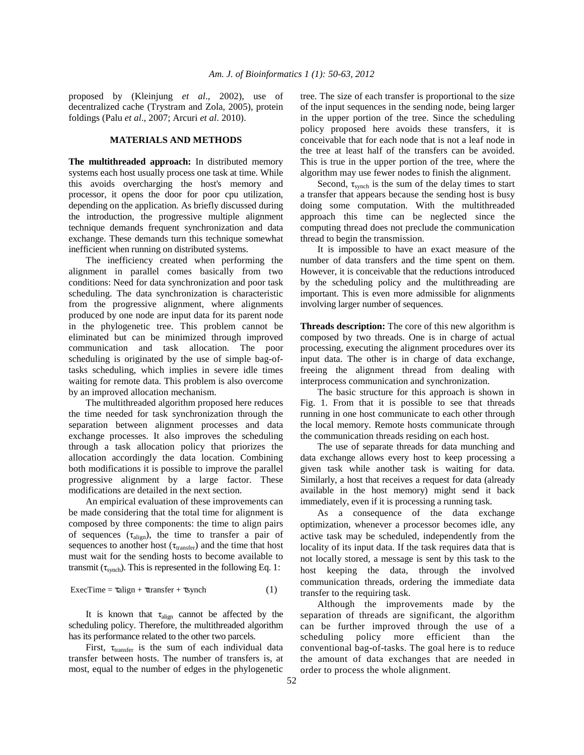proposed by (Kleinjung *et al*., 2002), use of decentralized cache (Trystram and Zola, 2005), protein foldings (Palu *et al*., 2007; Arcuri *et al*. 2010).

## MATERIALS AND METHODS

**The multithreaded approach:** In distributed memory systems each host usually process one task at time. While this avoids overcharging the host's memory and processor, it opens the door for poor cpu utilization, depending on the application. As briefly discussed during the introduction, the progressive multiple alignment technique demands frequent synchronization and data exchange. These demands turn this technique somewhat inefficient when running on distributed systems.

The inefficiency created when performing the alignment in parallel comes basically from two conditions: Need for data synchronization and poor task scheduling. The data synchronization is characteristic from the progressive alignment, where alignments produced by one node are input data for its parent node in the phylogenetic tree. This problem cannot be eliminated but can be minimized through improved communication and task allocation. The poor scheduling is originated by the use of simple bag-of-tasks scheduling, which implies in severe idle times waiting for remote data. This problem is also overcome by an improved allocation mechanism.

The multithreaded algorithm proposed here reduces the time needed for task synchronization through the separation between alignment processes and data exchange processes. It also improves the scheduling through a task allocation policy that priorizes the allocation accordingly the data location. Combining both modifications it is possible to improve the parallel progressive alignment by a large factor. These modifications are detailed in the next section.

An empirical evaluation of these improvements can be made considering that the total time for alignment is composed by three components: the time to align pairs of sequences ($\tau_{align}$), the time to transfer a pair of sequences to another host ($\tau_{transfer}$) and the time that host must wait for the sending hosts to become available to transmit ($\tau_{synch}$). This is represented in the following Eq. 1:

$$\text{ExecTime} = \tau\text{align} + \tau\text{transfer} + \tau\text{synch} \quad (1)$$

It is known that $\tau_{align}$ cannot be affected by the scheduling policy. Therefore, the multithreaded algorithm has its performance related to the other two parcels.

First, $\tau_{transfer}$ is the sum of each individual data transfer between hosts. The number of transfers is, at most, equal to the number of edges in the phylogenetic tree. The size of each transfer is proportional to the size of the input sequences in the sending node, being larger in the upper portion of the tree. Since the scheduling policy proposed here avoids these transfers, it is conceivable that for each node that is not a leaf node in the tree at least half of the transfers can be avoided. This is true in the upper portion of the tree, where the algorithm may use fewer nodes to finish the alignment.

Second, $\tau_{synch}$ is the sum of the delay times to start a transfer that appears because the sending host is busy doing some computation. With the multithreaded approach this time can be neglected since the computing thread does not preclude the communication thread to begin the transmission.

It is impossible to have an exact measure of the number of data transfers and the time spent on them. However, it is conceivable that the reductions introduced by the scheduling policy and the multithreading are important. This is even more admissible for alignments involving larger number of sequences.

**Threads description:** The core of this new algorithm is composed by two threads. One is in charge of actual processing, executing the alignment procedures over its input data. The other is in charge of data exchange, freeing the alignment thread from dealing with interprocess communication and synchronization.

The basic structure for this approach is shown in Fig. 1. From that it is possible to see that threads running in one host communicate to each other through the local memory. Remote hosts communicate through the communication threads residing on each host.

The use of separate threads for data munching and data exchange allows every host to keep processing a given task while another task is waiting for data. Similarly, a host that receives a request for data (already available in the host memory) might send it back immediately, even if it is processing a running task.

As a consequence of the data exchange optimization, whenever a processor becomes idle, any active task may be scheduled, independently from the locality of its input data. If the task requires data that is not locally stored, a message is sent by this task to the host keeping the data, through the involved communication threads, ordering the immediate data transfer to the requiring task.

Although the improvements made by the separation of threads are significant, the algorithm can be further improved through the use of a scheduling policy more efficient than the conventional bag-of-tasks. The goal here is to reduce the amount of data exchanges that are needed in order to process the whole alignment.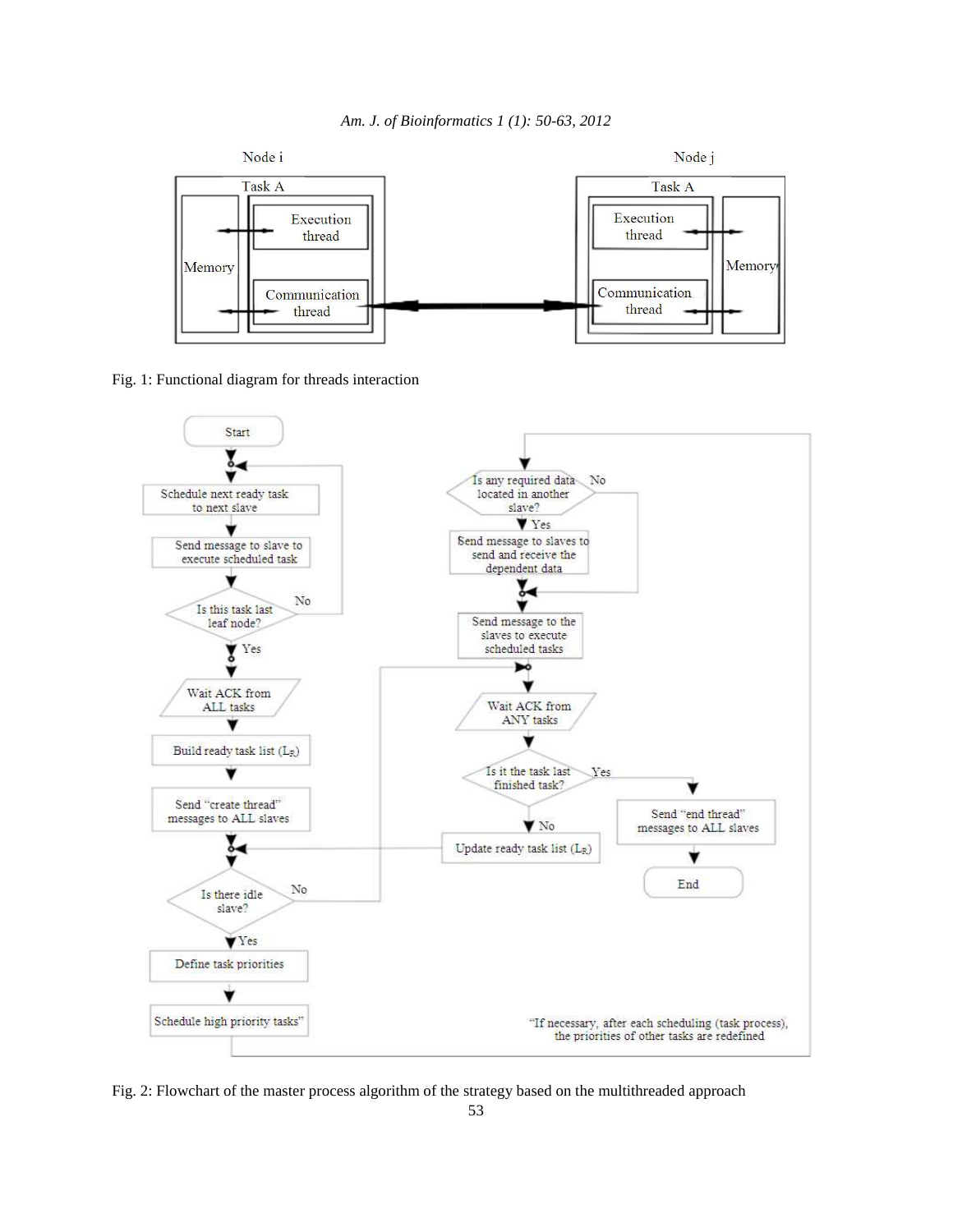Fig. 1: Functional diagram for threads interaction

Fig. 2: Flowchart of the master process algorithm of the strategy based on the multithreaded approach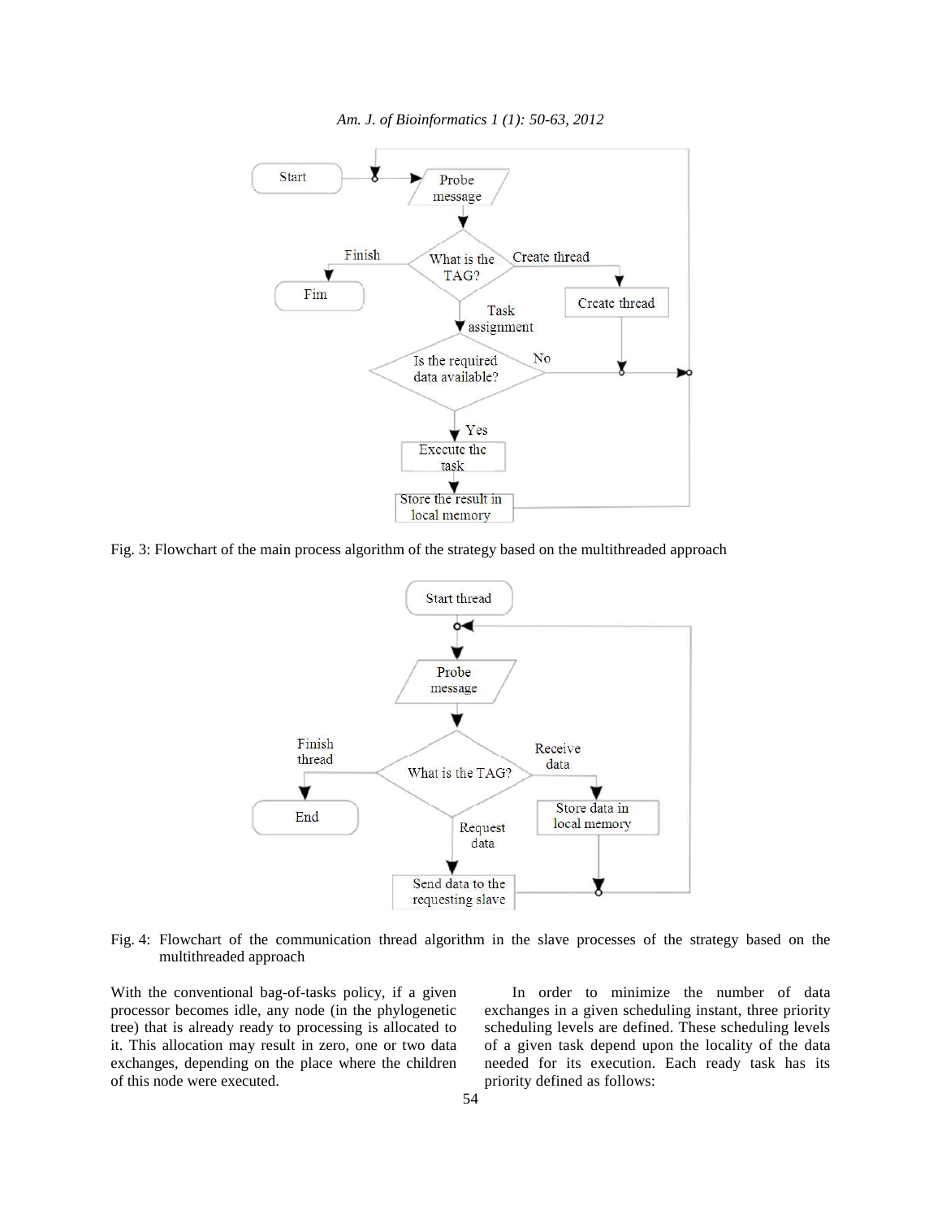Fig. 3: Flowchart of the main process algorithm of the strategy based on the multithreaded approach

Fig. 4: Flowchart of the communication thread algorithm in the slave processes of the strategy based on the multithreaded approach

With the conventional bag-of-tasks policy, if a given processor becomes idle, any node (in the phylogenetic tree) that is already ready to processing is allocated to it. This allocation may result in zero, one or two data exchanges, depending on the place where the children of this node were executed.

In order to minimize the number of data exchanges in a given scheduling instant, three priority scheduling levels are defined. These scheduling levels of a given task depend upon the locality of the data needed for its execution. Each ready task has its priority defined as follows: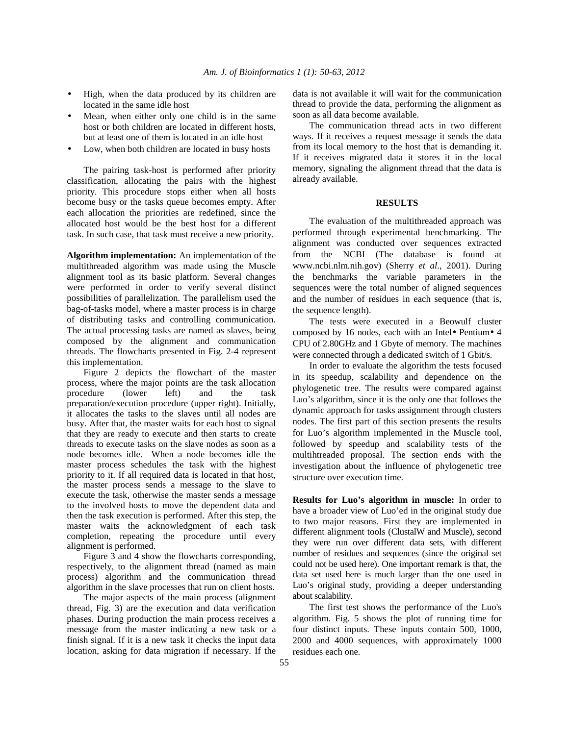- High, when the data produced by its children are located in the same idle host
- Mean, when either only one child is in the same host or both children are located in different hosts, but at least one of them is located in an idle host
- Low, when both children are located in busy hosts

The pairing task-host is performed after priority classification, allocating the pairs with the highest priority. This procedure stops either when all hosts become busy or the tasks queue becomes empty. After each allocation the priorities are redefined, since the allocated host would be the best host for a different task. In such case, that task must receive a new priority.

**Algorithm implementation:** An implementation of the multithreaded algorithm was made using the Muscle alignment tool as its basic platform. Several changes were performed in order to verify several distinct possibilities of parallelization. The parallelism used the bag-of-tasks model, where a master process is in charge of distributing tasks and controlling communication. The actual processing tasks are named as slaves, being composed by the alignment and communication threads. The flowcharts presented in Fig. 2-4 represent this implementation.

Figure 2 depicts the flowchart of the master process, where the major points are the task allocation procedure (lower left) and the task preparation/execution procedure (upper right). Initially, it allocates the tasks to the slaves until all nodes are busy. After that, the master waits for each host to signal that they are ready to execute and then starts to create threads to execute tasks on the slave nodes as soon as a node becomes idle. When a node becomes idle the master process schedules the task with the highest priority to it. If all required data is located in that host, the master process sends a message to the slave to execute the task, otherwise the master sends a message to the involved hosts to move the dependent data and then the task execution is performed. After this step, the master waits the acknowledgment of each task completion, repeating the procedure until every alignment is performed.

Figure 3 and 4 show the flowcharts corresponding, respectively, to the alignment thread (named as main process) algorithm and the communication thread algorithm in the slave processes that run on client hosts.

The major aspects of the main process (alignment thread, Fig. 3) are the execution and data verification phases. During production the main process receives a message from the master indicating a new task or a finish signal. If it is a new task it checks the input data location, asking for data migration if necessary. If the data is not available it will wait for the communication thread to provide the data, performing the alignment as soon as all data become available.

The communication thread acts in two different ways. If it receives a request message it sends the data from its local memory to the host that is demanding it. If it receives migrated data it stores it in the local memory, signaling the alignment thread that the data is already available.

## RESULTS

The evaluation of the multithreaded approach was performed through experimental benchmarking. The alignment was conducted over sequences extracted from the NCBI (The database is found at www.ncbi.nlm.nih.gov) (Sherry *et al*., 2001). During the benchmarks the variable parameters in the sequences were the total number of aligned sequences and the number of residues in each sequence (that is, the sequence length).

The tests were executed in a Beowulf cluster composed by 16 nodes, each with an Intel• Pentium• 4 CPU of 2.80GHz and 1 Gbyte of memory. The machines were connected through a dedicated switch of 1 Gbit/s.

In order to evaluate the algorithm the tests focused in its speedup, scalability and dependence on the phylogenetic tree. The results were compared against Luo's algorithm, since it is the only one that follows the dynamic approach for tasks assignment through clusters nodes. The first part of this section presents the results for Luo's algorithm implemented in the Muscle tool, followed by speedup and scalability tests of the multihtreaded proposal. The section ends with the investigation about the influence of phylogenetic tree structure over execution time.

**Results for Luo's algorithm in muscle:** In order to have a broader view of Luo'ed in the original study due to two major reasons. First they are implemented in different alignment tools (ClustalW and Muscle), second they were run over different data sets, with different number of residues and sequences (since the original set could not be used here). One important remark is that, the data set used here is much larger than the one used in Luo's original study, providing a deeper understanding about scalability.

The first test shows the performance of the Luo's algorithm. Fig. 5 shows the plot of running time for four distinct inputs. These inputs contain 500, 1000, 2000 and 4000 sequences, with approximately 1000 residues each one.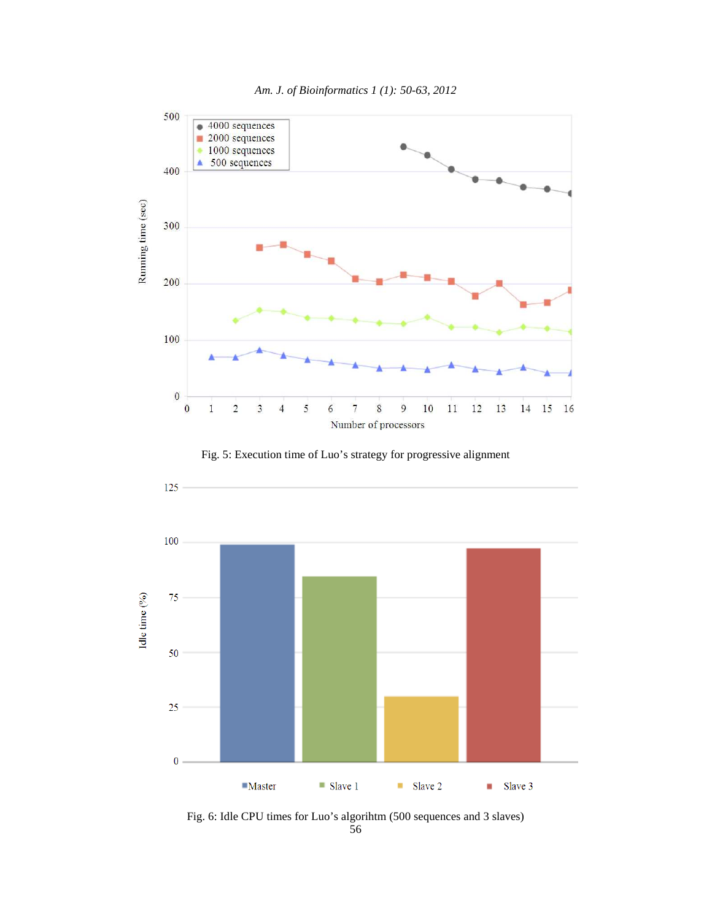Fig. 5: Execution time of Luo's strategy for progressive alignment

Fig. 6: Idle CPU times for Luo's algorihtm (500 sequences and 3 slaves)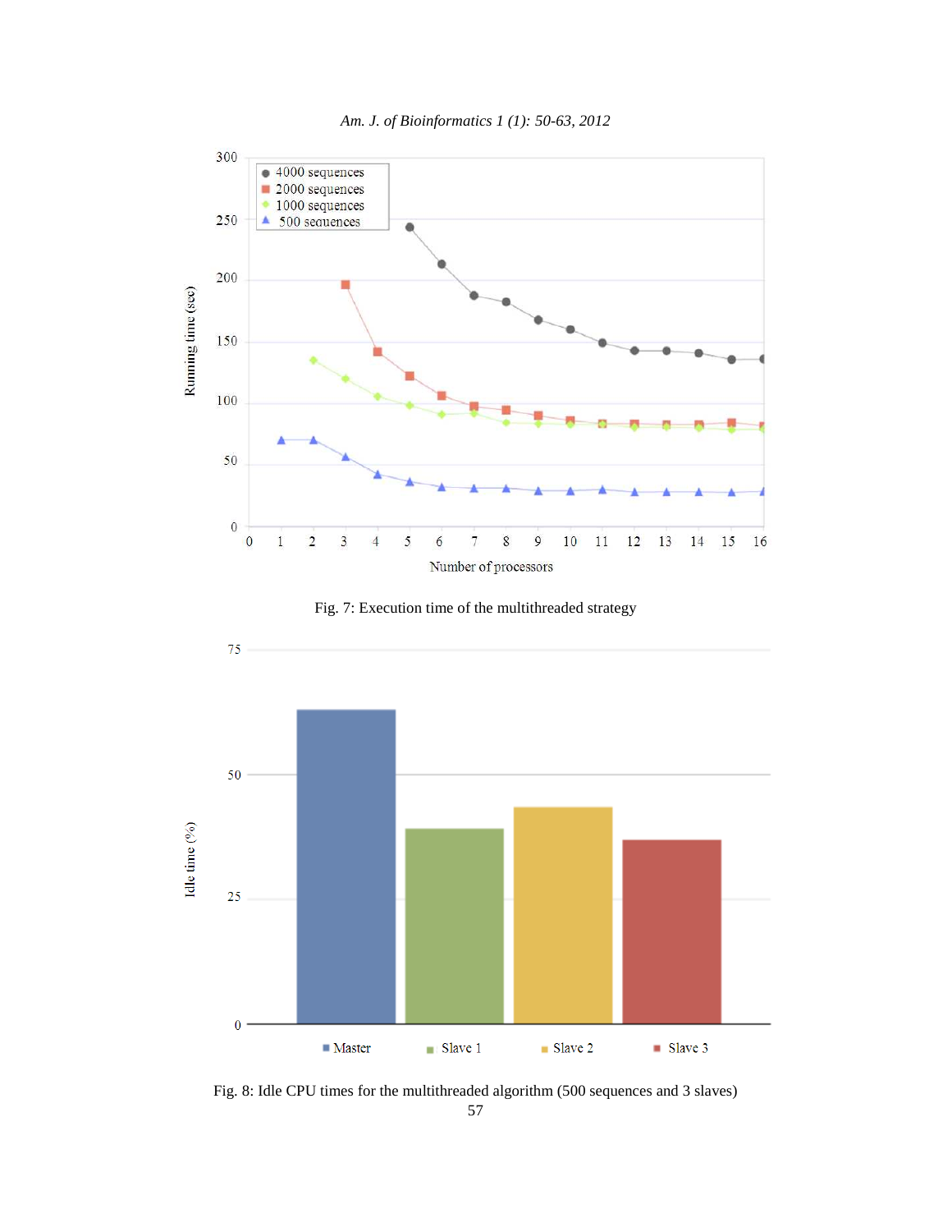Fig. 7: Execution time of the multithreaded strategy

Fig. 8: Idle CPU times for the multithreaded algorithm (500 sequences and 3 slaves)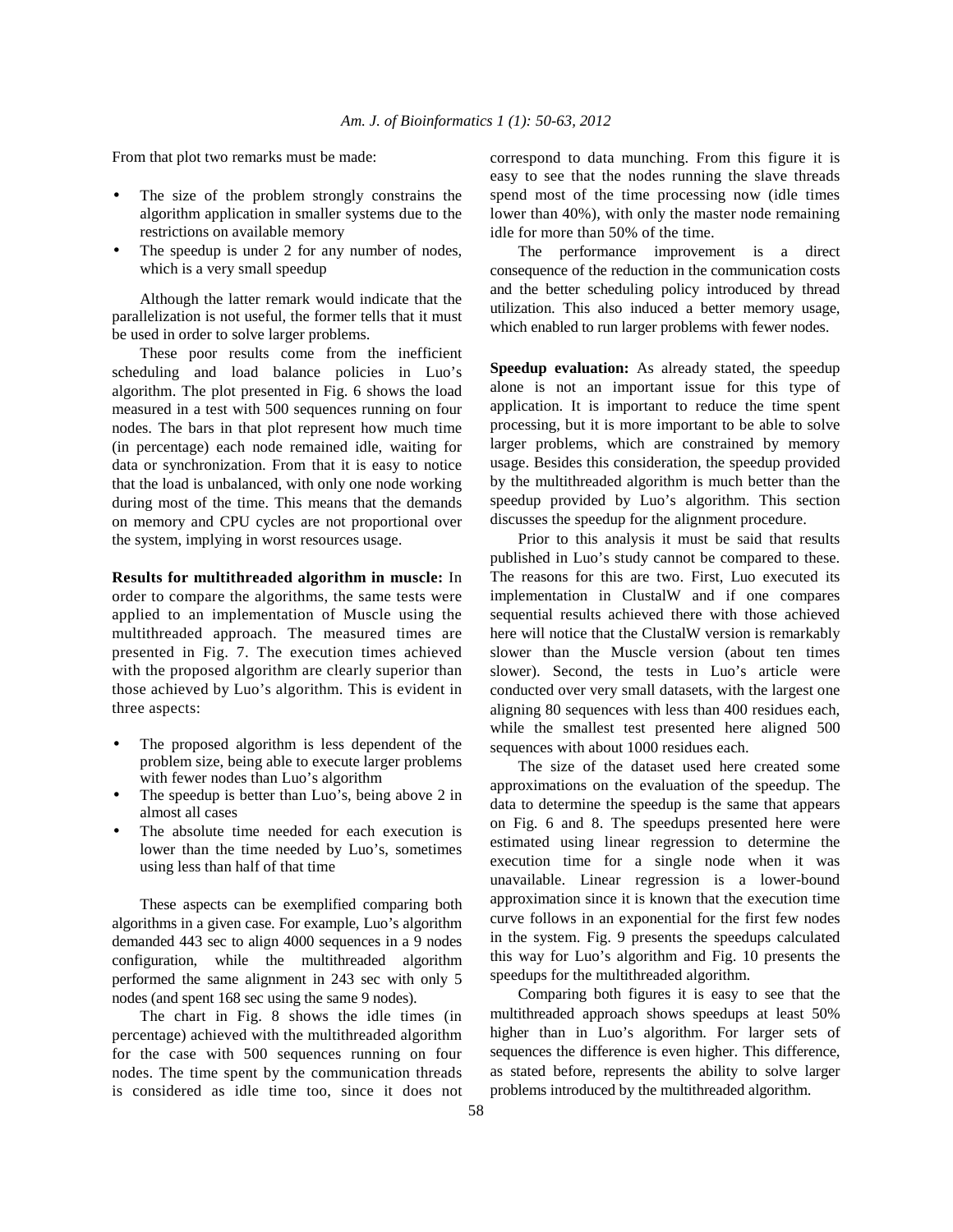From that plot two remarks must be made:

- The size of the problem strongly constrains the algorithm application in smaller systems due to the restrictions on available memory
- The speedup is under 2 for any number of nodes, which is a very small speedup

Although the latter remark would indicate that the parallelization is not useful, the former tells that it must be used in order to solve larger problems.

These poor results come from the inefficient scheduling and load balance policies in Luo's algorithm. The plot presented in Fig. 6 shows the load measured in a test with 500 sequences running on four nodes. The bars in that plot represent how much time (in percentage) each node remained idle, waiting for data or synchronization. From that it is easy to notice that the load is unbalanced, with only one node working during most of the time. This means that the demands on memory and CPU cycles are not proportional over the system, implying in worst resources usage.

**Results for multithreaded algorithm in muscle:** In order to compare the algorithms, the same tests were applied to an implementation of Muscle using the multithreaded approach. The measured times are presented in Fig. 7. The execution times achieved with the proposed algorithm are clearly superior than those achieved by Luo's algorithm. This is evident in three aspects:

- The proposed algorithm is less dependent of the problem size, being able to execute larger problems with fewer nodes than Luo's algorithm
- The speedup is better than Luo's, being above 2 in almost all cases
- The absolute time needed for each execution is lower than the time needed by Luo's, sometimes using less than half of that time

These aspects can be exemplified comparing both algorithms in a given case. For example, Luo's algorithm demanded 443 sec to align 4000 sequences in a 9 nodes configuration, while the multithreaded algorithm performed the same alignment in 243 sec with only 5 nodes (and spent 168 sec using the same 9 nodes).

The chart in Fig. 8 shows the idle times (in percentage) achieved with the multithreaded algorithm for the case with 500 sequences running on four nodes. The time spent by the communication threads is considered as idle time too, since it does not correspond to data munching. From this figure it is easy to see that the nodes running the slave threads spend most of the time processing now (idle times lower than 40%), with only the master node remaining idle for more than 50% of the time.

The performance improvement is a direct consequence of the reduction in the communication costs and the better scheduling policy introduced by thread utilization. This also induced a better memory usage, which enabled to run larger problems with fewer nodes.

**Speedup evaluation:** As already stated, the speedup alone is not an important issue for this type of application. It is important to reduce the time spent processing, but it is more important to be able to solve larger problems, which are constrained by memory usage. Besides this consideration, the speedup provided by the multithreaded algorithm is much better than the speedup provided by Luo's algorithm. This section discusses the speedup for the alignment procedure.

Prior to this analysis it must be said that results published in Luo's study cannot be compared to these. The reasons for this are two. First, Luo executed its implementation in ClustalW and if one compares sequential results achieved there with those achieved here will notice that the ClustalW version is remarkably slower than the Muscle version (about ten times slower). Second, the tests in Luo's article were conducted over very small datasets, with the largest one aligning 80 sequences with less than 400 residues each, while the smallest test presented here aligned 500 sequences with about 1000 residues each.

The size of the dataset used here created some approximations on the evaluation of the speedup. The data to determine the speedup is the same that appears on Fig. 6 and 8. The speedups presented here were estimated using linear regression to determine the execution time for a single node when it was unavailable. Linear regression is a lower-bound approximation since it is known that the execution time curve follows in an exponential for the first few nodes in the system. Fig. 9 presents the speedups calculated this way for Luo's algorithm and Fig. 10 presents the speedups for the multithreaded algorithm.

Comparing both figures it is easy to see that the multithreaded approach shows speedups at least 50% higher than in Luo's algorithm. For larger sets of sequences the difference is even higher. This difference, as stated before, represents the ability to solve larger problems introduced by the multithreaded algorithm.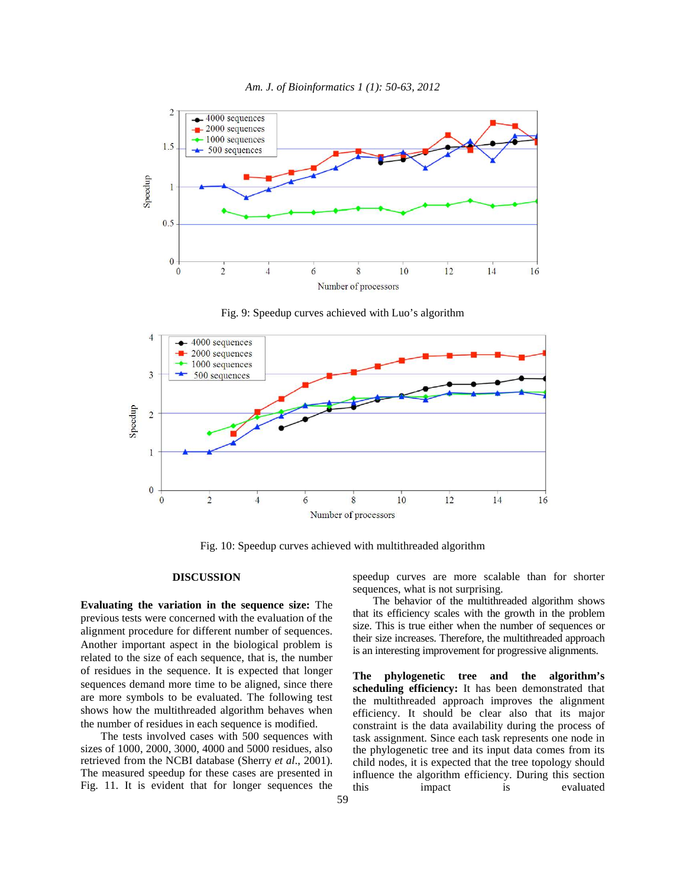Fig. 9: Speedup curves achieved with Luo's algorithm

Fig. 10: Speedup curves achieved with multithreaded algorithm

## DISCUSSION

**Evaluating the variation in the sequence size:** The previous tests were concerned with the evaluation of the alignment procedure for different number of sequences. Another important aspect in the biological problem is related to the size of each sequence, that is, the number of residues in the sequence. It is expected that longer sequences demand more time to be aligned, since there are more symbols to be evaluated. The following test shows how the multithreaded algorithm behaves when the number of residues in each sequence is modified.

The tests involved cases with 500 sequences with sizes of 1000, 2000, 3000, 4000 and 5000 residues, also retrieved from the NCBI database (Sherry *et al*., 2001). The measured speedup for these cases are presented in Fig. 11. It is evident that for longer sequences the speedup curves are more scalable than for shorter sequences, what is not surprising.

The behavior of the multithreaded algorithm shows that its efficiency scales with the growth in the problem size. This is true either when the number of sequences or their size increases. Therefore, the multithreaded approach is an interesting improvement for progressive alignments.

**The phylogenetic tree and the algorithm's scheduling efficiency:** It has been demonstrated that the multithreaded approach improves the alignment efficiency. It should be clear also that its major constraint is the data availability during the process of task assignment. Since each task represents one node in the phylogenetic tree and its input data comes from its child nodes, it is expected that the tree topology should influence the algorithm efficiency. During this section this impact is evaluated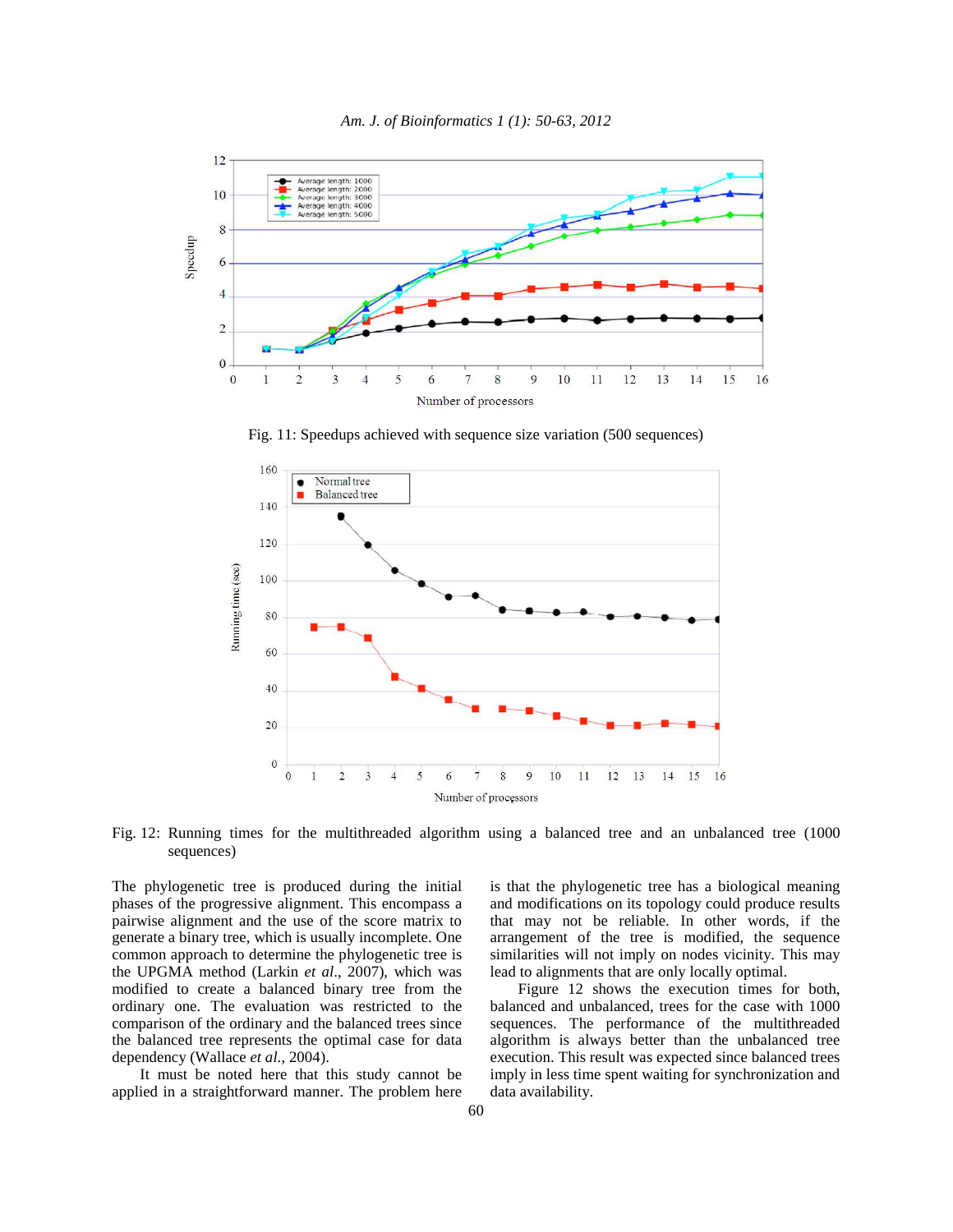Fig. 11: Speedups achieved with sequence size variation (500 sequences)

Fig. 12: Running times for the multithreaded algorithm using a balanced tree and an unbalanced tree (1000 sequences)

The phylogenetic tree is produced during the initial phases of the progressive alignment. This encompass a pairwise alignment and the use of the score matrix to generate a binary tree, which is usually incomplete. One common approach to determine the phylogenetic tree is the UPGMA method (Larkin *et al*., 2007), which was modified to create a balanced binary tree from the ordinary one. The evaluation was restricted to the comparison of the ordinary and the balanced trees since the balanced tree represents the optimal case for data dependency (Wallace *et al*., 2004).

It must be noted here that this study cannot be applied in a straightforward manner. The problem here is that the phylogenetic tree has a biological meaning and modifications on its topology could produce results that may not be reliable. In other words, if the arrangement of the tree is modified, the sequence similarities will not imply on nodes vicinity. This may lead to alignments that are only locally optimal.

Figure 12 shows the execution times for both, balanced and unbalanced, trees for the case with 1000 sequences. The performance of the multithreaded algorithm is always better than the unbalanced tree execution. This result was expected since balanced trees imply in less time spent waiting for synchronization and data availability.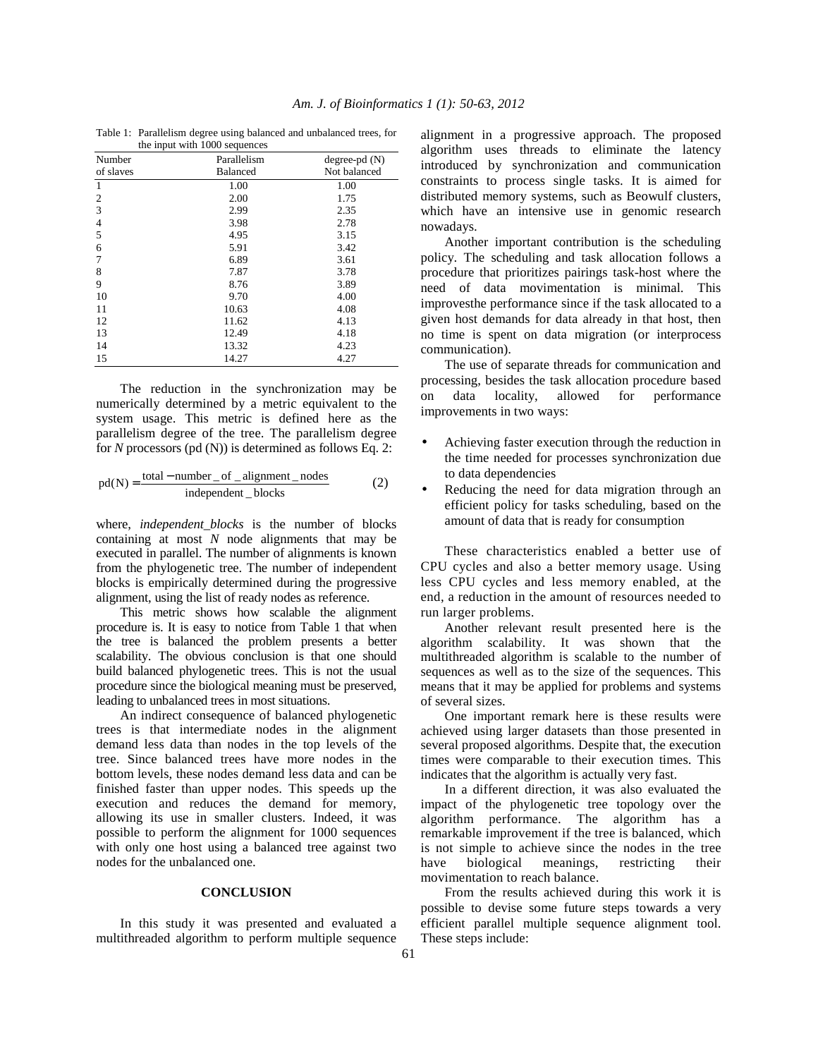Table 1: Parallelism degree using balanced and unbalanced trees, for the input with 1000 sequences

| Number of slaves | Parallelism Balanced | degree-pd (N) Not balanced |
|---|---|---|
| 1 | 1.00 | 1.00 |
| 2 | 2.00 | 1.75 |
| 3 | 2.99 | 2.35 |
| 4 | 3.98 | 2.78 |
| 5 | 4.95 | 3.15 |
| 6 | 5.91 | 3.42 |
| 7 | 6.89 | 3.61 |
| 8 | 7.87 | 3.78 |
| 9 | 8.76 | 3.89 |
| 10 | 9.70 | 4.00 |
| 11 | 10.63 | 4.08 |
| 12 | 11.62 | 4.13 |
| 13 | 12.49 | 4.18 |
| 14 | 13.32 | 4.23 |
| 15 | 14.27 | 4.27 |

The reduction in the synchronization may be numerically determined by a metric equivalent to the system usage. This metric is defined here as the parallelism degree of the tree. The parallelism degree for *N* processors (pd (N)) is determined as follows Eq. 2:

$$pd(N) = \frac{total - number\_of\_alignment\_nodes}{independent\_blocks} \quad (2)$$

where, *independent_blocks* is the number of blocks containing at most *N* node alignments that may be executed in parallel. The number of alignments is known from the phylogenetic tree. The number of independent blocks is empirically determined during the progressive alignment, using the list of ready nodes as reference.

This metric shows how scalable the alignment procedure is. It is easy to notice from Table 1 that when the tree is balanced the problem presents a better scalability. The obvious conclusion is that one should build balanced phylogenetic trees. This is not the usual procedure since the biological meaning must be preserved, leading to unbalanced trees in most situations.

An indirect consequence of balanced phylogenetic trees is that intermediate nodes in the alignment demand less data than nodes in the top levels of the tree. Since balanced trees have more nodes in the bottom levels, these nodes demand less data and can be finished faster than upper nodes. This speeds up the execution and reduces the demand for memory, allowing its use in smaller clusters. Indeed, it was possible to perform the alignment for 1000 sequences with only one host using a balanced tree against two nodes for the unbalanced one.

## CONCLUSION

In this study it was presented and evaluated a multithreaded algorithm to perform multiple sequence alignment in a progressive approach. The proposed algorithm uses threads to eliminate the latency introduced by synchronization and communication constraints to process single tasks. It is aimed for distributed memory systems, such as Beowulf clusters, which have an intensive use in genomic research nowadays.

Another important contribution is the scheduling policy. The scheduling and task allocation follows a procedure that prioritizes pairings task-host where the need of data movimentation is minimal. This improvesthe performance since if the task allocated to a given host demands for data already in that host, then no time is spent on data migration (or interprocess communication).

The use of separate threads for communication and processing, besides the task allocation procedure based on data locality, allowed for performance improvements in two ways:

- Achieving faster execution through the reduction in the time needed for processes synchronization due to data dependencies
- Reducing the need for data migration through an efficient policy for tasks scheduling, based on the amount of data that is ready for consumption

These characteristics enabled a better use of CPU cycles and also a better memory usage. Using less CPU cycles and less memory enabled, at the end, a reduction in the amount of resources needed to run larger problems.

Another relevant result presented here is the algorithm scalability. It was shown that the multithreaded algorithm is scalable to the number of sequences as well as to the size of the sequences. This means that it may be applied for problems and systems of several sizes.

One important remark here is these results were achieved using larger datasets than those presented in several proposed algorithms. Despite that, the execution times were comparable to their execution times. This indicates that the algorithm is actually very fast.

In a different direction, it was also evaluated the impact of the phylogenetic tree topology over the algorithm performance. The algorithm has a remarkable improvement if the tree is balanced, which is not simple to achieve since the nodes in the tree have biological meanings, restricting their movimentation to reach balance.

From the results achieved during this work it is possible to devise some future steps towards a very efficient parallel multiple sequence alignment tool. These steps include: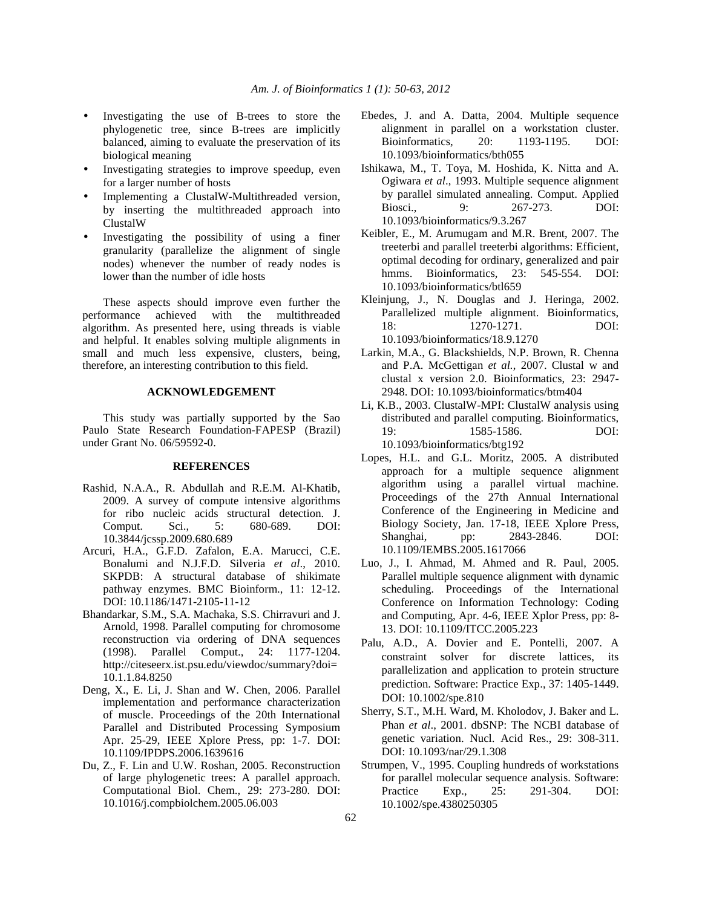- Investigating the use of B-trees to store the phylogenetic tree, since B-trees are implicitly balanced, aiming to evaluate the preservation of its biological meaning
- Investigating strategies to improve speedup, even for a larger number of hosts
- Implementing a ClustalW-Multithreaded version, by inserting the multithreaded approach into ClustalW
- Investigating the possibility of using a finer granularity (parallelize the alignment of single nodes) whenever the number of ready nodes is lower than the number of idle hosts

These aspects should improve even further the performance achieved with the multithreaded algorithm. As presented here, using threads is viable and helpful. It enables solving multiple alignments in small and much less expensive, clusters, being, therefore, an interesting contribution to this field.

## ACKNOWLEDGEMENT

This study was partially supported by the Sao Paulo State Research Foundation-FAPESP (Brazil) under Grant No. 06/59592-0.

## REFERENCES

Rashid, N.A.A., R. Abdullah and R.E.M. Al-Khatib, 2009. A survey of compute intensive algorithms for ribo nucleic acids structural detection. J. Comput. Sci., 5: 680-689. DOI: 10.3844/jcssp.2009.680.689

Arcuri, H.A., G.F.D. Zafalon, E.A. Marucci, C.E. Bonalumi and N.J.F.D. Silveria *et al*., 2010. SKPDB: A structural database of shikimate pathway enzymes. BMC Bioinform., 11: 12-12. DOI: 10.1186/1471-2105-11-12

Bhandarkar, S.M., S.A. Machaka, S.S. Chirravuri and J. Arnold, 1998. Parallel computing for chromosome reconstruction via ordering of DNA sequences (1998). Parallel Comput., 24: 1177-1204. http://citeseerx.ist.psu.edu/viewdoc/summary?doi=10.1.1.84.8250

Deng, X., E. Li, J. Shan and W. Chen, 2006. Parallel implementation and performance characterization of muscle. Proceedings of the 20th International Parallel and Distributed Processing Symposium Apr. 25-29, IEEE Xplore Press, pp: 1-7. DOI: 10.1109/IPDPS.2006.1639616

Du, Z., F. Lin and U.W. Roshan, 2005. Reconstruction of large phylogenetic trees: A parallel approach. Computational Biol. Chem., 29: 273-280. DOI: 10.1016/j.compbiolchem.2005.06.003

Ebedes, J. and A. Datta, 2004. Multiple sequence alignment in parallel on a workstation cluster. Bioinformatics, 20: 1193-1195. DOI: 10.1093/bioinformatics/bth055

Ishikawa, M., T. Toya, M. Hoshida, K. Nitta and A. Ogiwara *et al*., 1993. Multiple sequence alignment by parallel simulated annealing. Comput. Applied Biosci., 9: 267-273. DOI: 10.1093/bioinformatics/9.3.267

Keibler, E., M. Arumugam and M.R. Brent, 2007. The treeterbi and parallel treeterbi algorithms: Efficient, optimal decoding for ordinary, generalized and pair hmms. Bioinformatics, 23: 545-554. DOI: 10.1093/bioinformatics/btl659

Kleinjung, J., N. Douglas and J. Heringa, 2002. Parallelized multiple alignment. Bioinformatics, 18: 1270-1271. DOI: 10.1093/bioinformatics/18.9.1270

Larkin, M.A., G. Blackshields, N.P. Brown, R. Chenna and P.A. McGettigan *et al.*, 2007. Clustal w and clustal x version 2.0. Bioinformatics, 23: 2947-2948. DOI: 10.1093/bioinformatics/btm404

Li, K.B., 2003. ClustalW-MPI: ClustalW analysis using distributed and parallel computing. Bioinformatics, 19: 1585-1586. DOI: 10.1093/bioinformatics/btg192

Lopes, H.L. and G.L. Moritz, 2005. A distributed approach for a multiple sequence alignment algorithm using a parallel virtual machine. Proceedings of the 27th Annual International Conference of the Engineering in Medicine and Biology Society, Jan. 17-18, IEEE Xplore Press, Shanghai, pp: 2843-2846. DOI: 10.1109/IEMBS.2005.1617066

Luo, J., I. Ahmad, M. Ahmed and R. Paul, 2005. Parallel multiple sequence alignment with dynamic scheduling. Proceedings of the International Conference on Information Technology: Coding and Computing, Apr. 4-6, IEEE Xplor Press, pp: 8-13. DOI: 10.1109/ITCC.2005.223

Palu, A.D., A. Dovier and E. Pontelli, 2007. A constraint solver for discrete lattices, its parallelization and application to protein structure prediction. Software: Practice Exp., 37: 1405-1449. DOI: 10.1002/spe.810

Sherry, S.T., M.H. Ward, M. Kholodov, J. Baker and L. Phan *et al*., 2001. dbSNP: The NCBI database of genetic variation. Nucl. Acid Res., 29: 308-311. DOI: 10.1093/nar/29.1.308

Strumpen, V., 1995. Coupling hundreds of workstations for parallel molecular sequence analysis. Software: Practice Exp., 25: 291-304. DOI: 10.1002/spe.4380250305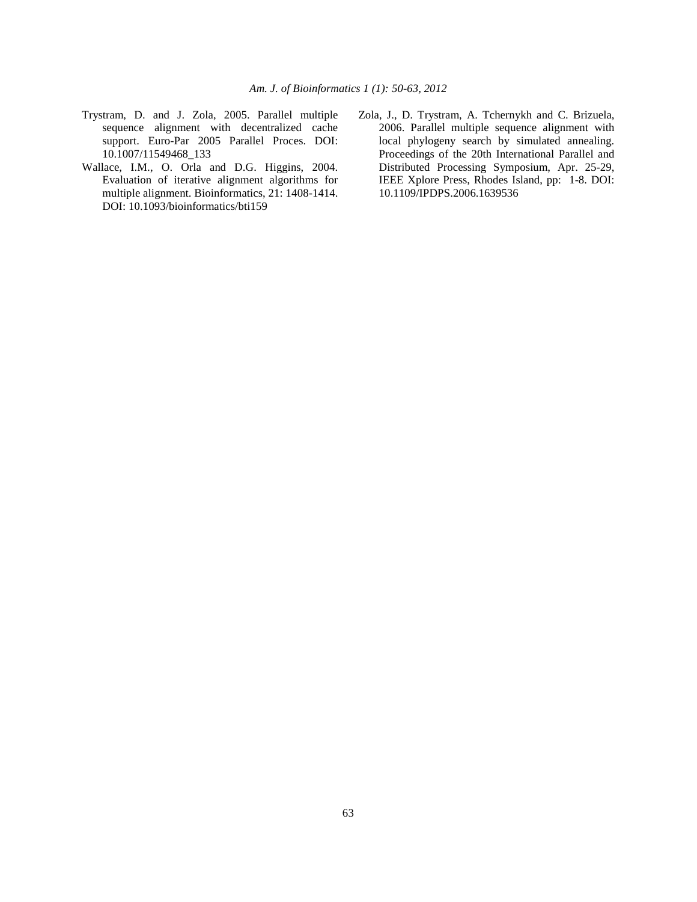Trystram, D. and J. Zola, 2005. Parallel multiple sequence alignment with decentralized cache support. Euro-Par 2005 Parallel Proces. DOI: 10.1007/11549468_133

Wallace, I.M., O. Orla and D.G. Higgins, 2004. Evaluation of iterative alignment algorithms for multiple alignment. Bioinformatics, 21: 1408-1414. DOI: 10.1093/bioinformatics/bti159

Zola, J., D. Trystram, A. Tchernykh and C. Brizuela, 2006. Parallel multiple sequence alignment with local phylogeny search by simulated annealing. Proceedings of the 20th International Parallel and Distributed Processing Symposium, Apr. 25-29, IEEE Xplore Press, Rhodes Island, pp: 1-8. DOI: 10.1109/IPDPS.2006.1639536